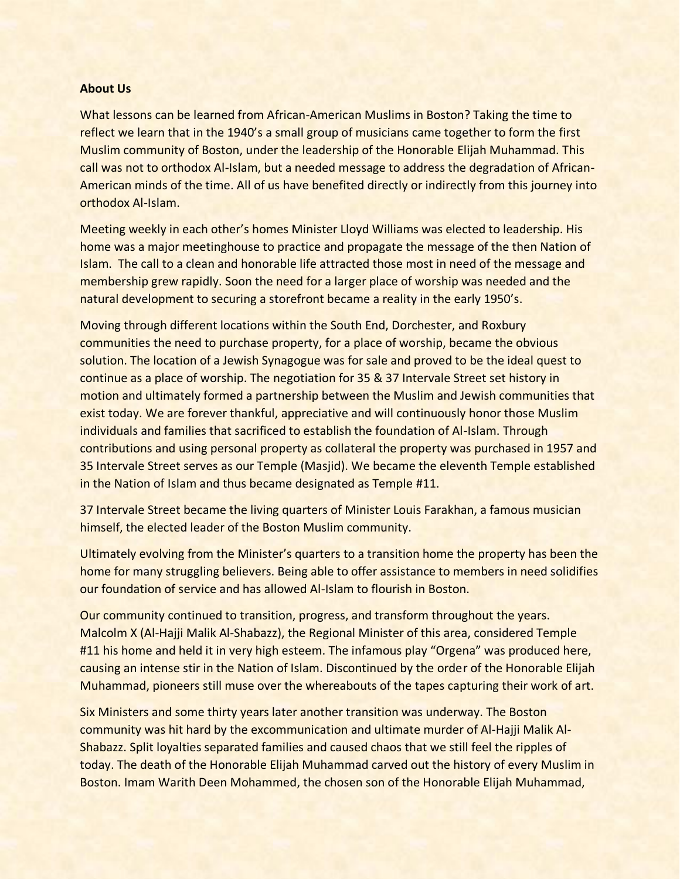**About Us**

What lessons can be learned from African-American Muslims in Boston? Taking the time to reflect we learn that in the 1940's a small group of musicians came together to form the first Muslim community of Boston, under the leadership of the Honorable Elijah Muhammad. This call was not to orthodox Al-Islam, but a needed message to address the degradation of African-American minds of the time. All of us have benefited directly or indirectly from this journey into orthodox Al-Islam.

Meeting weekly in each other's homes Minister Lloyd Williams was elected to leadership. His home was a major meetinghouse to practice and propagate the message of the then Nation of Islam. The call to a clean and honorable life attracted those most in need of the message and membership grew rapidly. Soon the need for a larger place of worship was needed and the natural development to securing a storefront became a reality in the early 1950's.

Moving through different locations within the South End, Dorchester, and Roxbury communities the need to purchase property, for a place of worship, became the obvious solution. The location of a Jewish Synagogue was for sale and proved to be the ideal quest to continue as a place of worship. The negotiation for 35 & 37 Intervale Street set history in motion and ultimately formed a partnership between the Muslim and Jewish communities that exist today. We are forever thankful, appreciative and will continuously honor those Muslim individuals and families that sacrificed to establish the foundation of Al-Islam. Through contributions and using personal property as collateral the property was purchased in 1957 and 35 Intervale Street serves as our Temple (Masjid). We became the eleventh Temple established in the Nation of Islam and thus became designated as Temple #11.

37 Intervale Street became the living quarters of Minister Louis Farakhan, a famous musician himself, the elected leader of the Boston Muslim community.

Ultimately evolving from the Minister's quarters to a transition home the property has been the home for many struggling believers. Being able to offer assistance to members in need solidifies our foundation of service and has allowed Al-Islam to flourish in Boston.

Our community continued to transition, progress, and transform throughout the years. Malcolm X (Al-Hajji Malik Al-Shabazz), the Regional Minister of this area, considered Temple #11 his home and held it in very high esteem. The infamous play "Orgena" was produced here, causing an intense stir in the Nation of Islam. Discontinued by the order of the Honorable Elijah Muhammad, pioneers still muse over the whereabouts of the tapes capturing their work of art.

Six Ministers and some thirty years later another transition was underway. The Boston community was hit hard by the excommunication and ultimate murder of Al-Hajji Malik Al-Shabazz. Split loyalties separated families and caused chaos that we still feel the ripples of today. The death of the Honorable Elijah Muhammad carved out the history of every Muslim in Boston. Imam Warith Deen Mohammed, the chosen son of the Honorable Elijah Muhammad,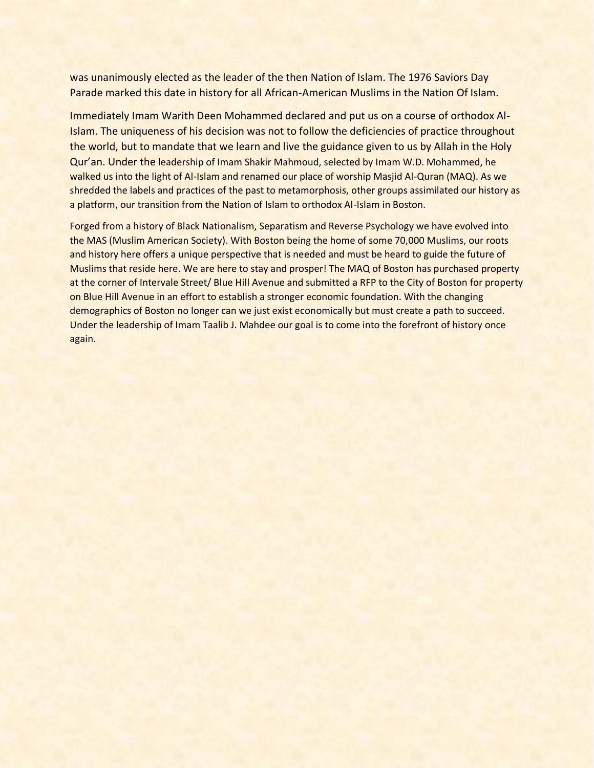was unanimously elected as the leader of the then Nation of Islam. The 1976 Saviors Day Parade marked this date in history for all African-American Muslims in the Nation Of Islam.

Immediately Imam Warith Deen Mohammed declared and put us on a course of orthodox Al-Islam. The uniqueness of his decision was not to follow the deficiencies of practice throughout the world, but to mandate that we learn and live the guidance given to us by Allah in the Holy Qur'an. Under the leadership of Imam Shakir Mahmoud, selected by Imam W.D. Mohammed, he walked us into the light of Al-Islam and renamed our place of worship Masjid Al-Quran (MAQ). As we shredded the labels and practices of the past to metamorphosis, other groups assimilated our history as a platform, our transition from the Nation of Islam to orthodox Al-Islam in Boston.

Forged from a history of Black Nationalism, Separatism and Reverse Psychology we have evolved into the MAS (Muslim American Society). With Boston being the home of some 70,000 Muslims, our roots and history here offers a unique perspective that is needed and must be heard to guide the future of Muslims that reside here. We are here to stay and prosper! The MAQ of Boston has purchased property at the corner of Intervale Street/ Blue Hill Avenue and submitted a RFP to the City of Boston for property on Blue Hill Avenue in an effort to establish a stronger economic foundation. With the changing demographics of Boston no longer can we just exist economically but must create a path to succeed. Under the leadership of Imam Taalib J. Mahdee our goal is to come into the forefront of history once again.